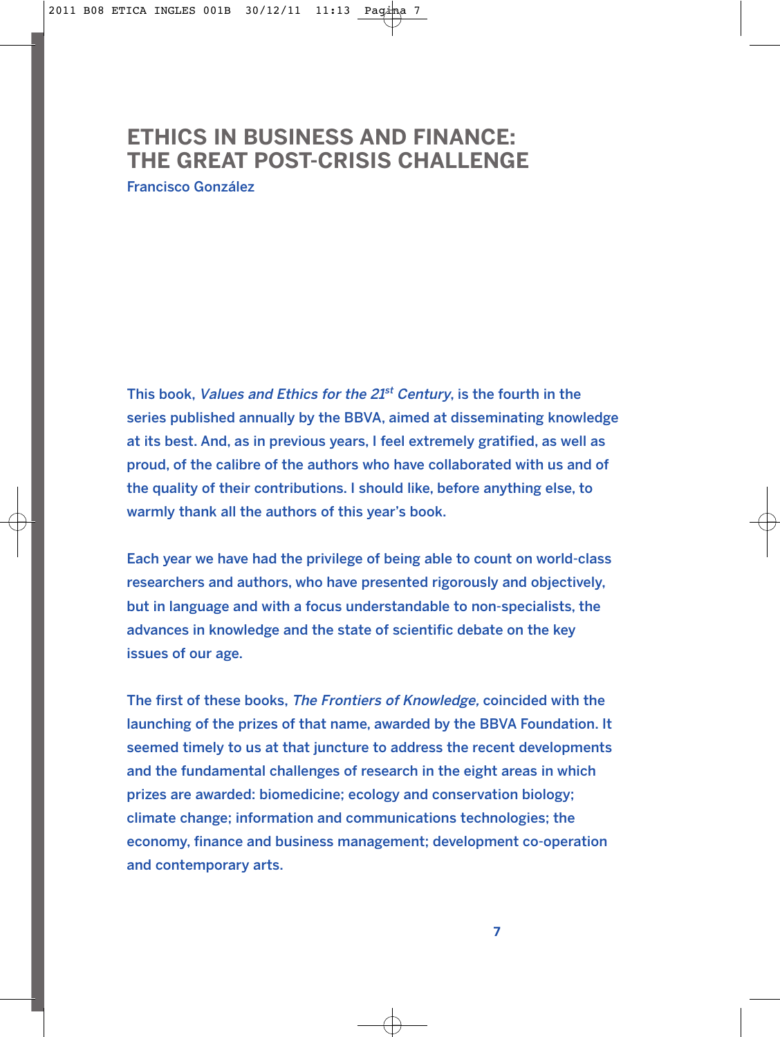# ETHICS IN BUSINESS AND FINANCE: THE GREAT POST-CRISIS CHALLENGE

Francisco González

This book, *Values and Ethics for the 21st Century*, is the fourth in the series published annually by the BBVA, aimed at disseminating knowledge at its best. And, as in previous years, I feel extremely gratified, as well as proud, of the calibre of the authors who have collaborated with us and of the quality of their contributions. I should like, before anything else, to warmly thank all the authors of this year's book.

Each year we have had the privilege of being able to count on world-class researchers and authors, who have presented rigorously and objectively, but in language and with a focus understandable to non-specialists, the advances in knowledge and the state of scientific debate on the key issues of our age.

The first of these books, *The Frontiers of Knowledge,* coincided with the launching of the prizes of that name, awarded by the BBVA Foundation. It seemed timely to us at that juncture to address the recent developments and the fundamental challenges of research in the eight areas in which prizes are awarded: biomedicine; ecology and conservation biology; climate change; information and communications technologies; the economy, finance and business management; development co-operation and contemporary arts.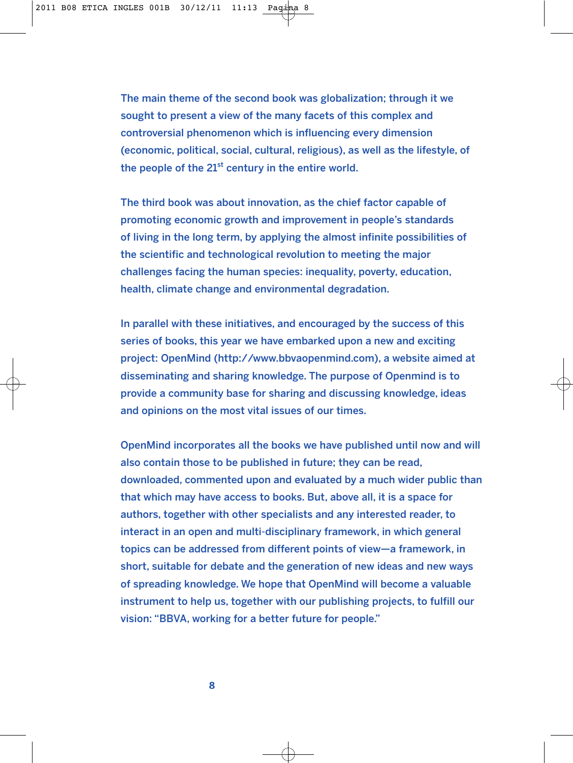The main theme of the second book was globalization; through it we sought to present a view of the many facets of this complex and controversial phenomenon which is influencing every dimension (economic, political, social, cultural, religious), as well as the lifestyle, of the people of the 21st century in the entire world.

The third book was about innovation, as the chief factor capable of promoting economic growth and improvement in people's standards of living in the long term, by applying the almost infinite possibilities of the scientific and technological revolution to meeting the major challenges facing the human species: inequality, poverty, education, health, climate change and environmental degradation.

In parallel with these initiatives, and encouraged by the success of this series of books, this year we have embarked upon a new and exciting project: OpenMind (http://www.bbvaopenmind.com), a website aimed at disseminating and sharing knowledge. The purpose of Openmind is to provide a community base for sharing and discussing knowledge, ideas and opinions on the most vital issues of our times.

OpenMind incorporates all the books we have published until now and will also contain those to be published in future; they can be read, downloaded, commented upon and evaluated by a much wider public than that which may have access to books. But, above all, it is a space for authors, together with other specialists and any interested reader, to interact in an open and multi-disciplinary framework, in which general topics can be addressed from different points of view—a framework, in short, suitable for debate and the generation of new ideas and new ways of spreading knowledge. We hope that OpenMind will become a valuable instrument to help us, together with our publishing projects, to fulfill our vision: "BBVA, working for a better future for people."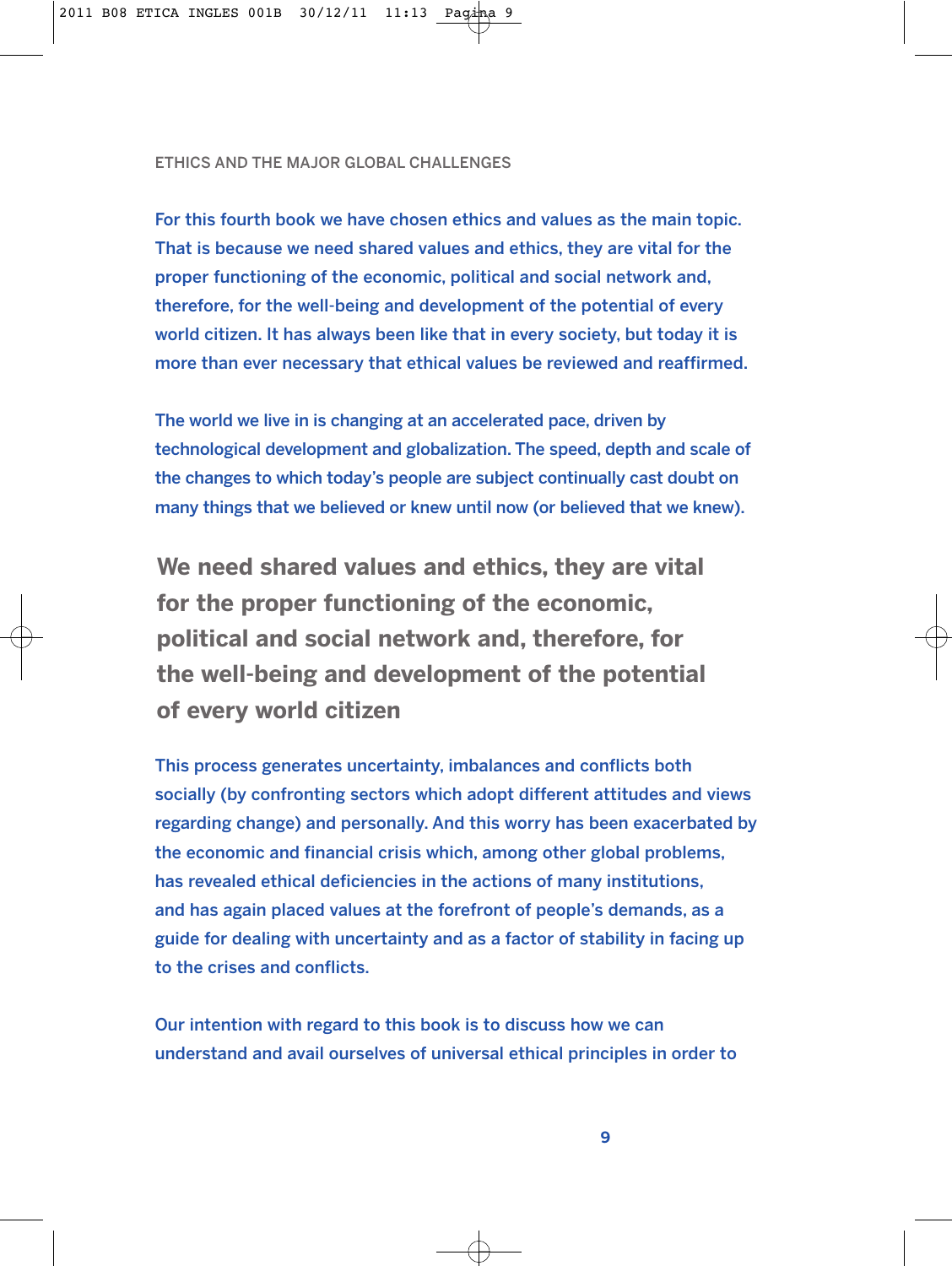For this fourth book we have chosen ethics and values as the main topic. That is because we need shared values and ethics, they are vital for the proper functioning of the economic, political and social network and, therefore, for the well-being and development of the potential of every world citizen. It has always been like that in every society, but today it is more than ever necessary that ethical values be reviewed and reaffirmed.

The world we live in is changing at an accelerated pace, driven by technological development and globalization. The speed, depth and scale of the changes to which today's people are subject continually cast doubt on many things that we believed or knew until now (or believed that we knew).

> **We need shared values and ethics, they are vital for the proper functioning of the economic, political and social network and, therefore, for the well-being and development of the potential of every world citizen**

This process generates uncertainty, imbalances and conflicts both socially (by confronting sectors which adopt different attitudes and views regarding change) and personally. And this worry has been exacerbated by the economic and financial crisis which, among other global problems, has revealed ethical deficiencies in the actions of many institutions, and has again placed values at the forefront of people's demands, as a guide for dealing with uncertainty and as a factor of stability in facing up to the crises and conflicts.

Our intention with regard to this book is to discuss how we can understand and avail ourselves of universal ethical principles in order to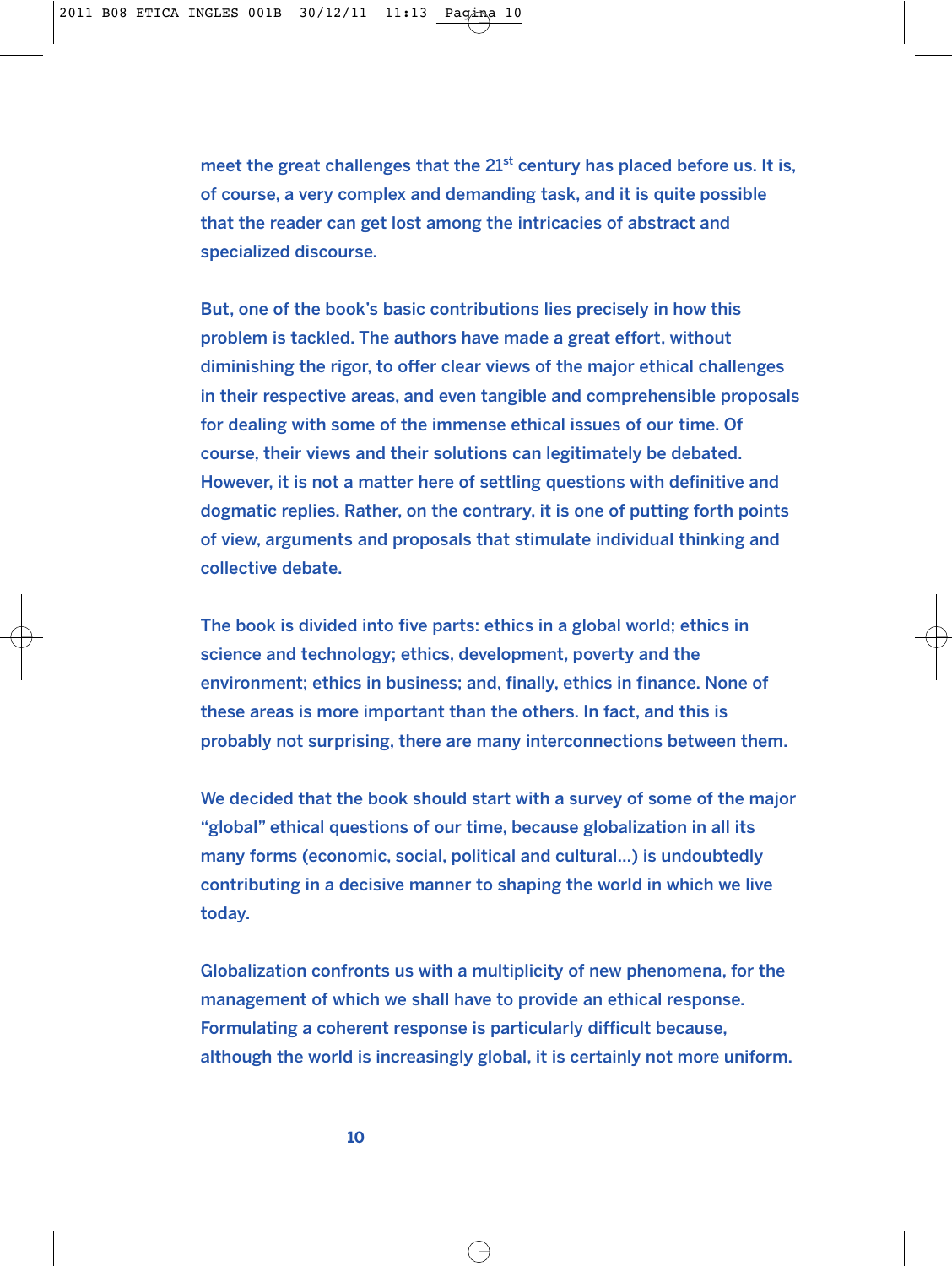meet the great challenges that the 21st century has placed before us. It is, of course, a very complex and demanding task, and it is quite possible that the reader can get lost among the intricacies of abstract and specialized discourse.

But, one of the book's basic contributions lies precisely in how this problem is tackled. The authors have made a great effort, without diminishing the rigor, to offer clear views of the major ethical challenges in their respective areas, and even tangible and comprehensible proposals for dealing with some of the immense ethical issues of our time. Of course, their views and their solutions can legitimately be debated. However, it is not a matter here of settling questions with definitive and dogmatic replies. Rather, on the contrary, it is one of putting forth points of view, arguments and proposals that stimulate individual thinking and collective debate.

The book is divided into five parts: ethics in a global world; ethics in science and technology; ethics, development, poverty and the environment; ethics in business; and, finally, ethics in finance. None of these areas is more important than the others. In fact, and this is probably not surprising, there are many interconnections between them.

We decided that the book should start with a survey of some of the major "global" ethical questions of our time, because globalization in all its many forms (economic, social, political and cultural…) is undoubtedly contributing in a decisive manner to shaping the world in which we live today.

Globalization confronts us with a multiplicity of new phenomena, for the management of which we shall have to provide an ethical response. Formulating a coherent response is particularly difficult because, although the world is increasingly global, it is certainly not more uniform.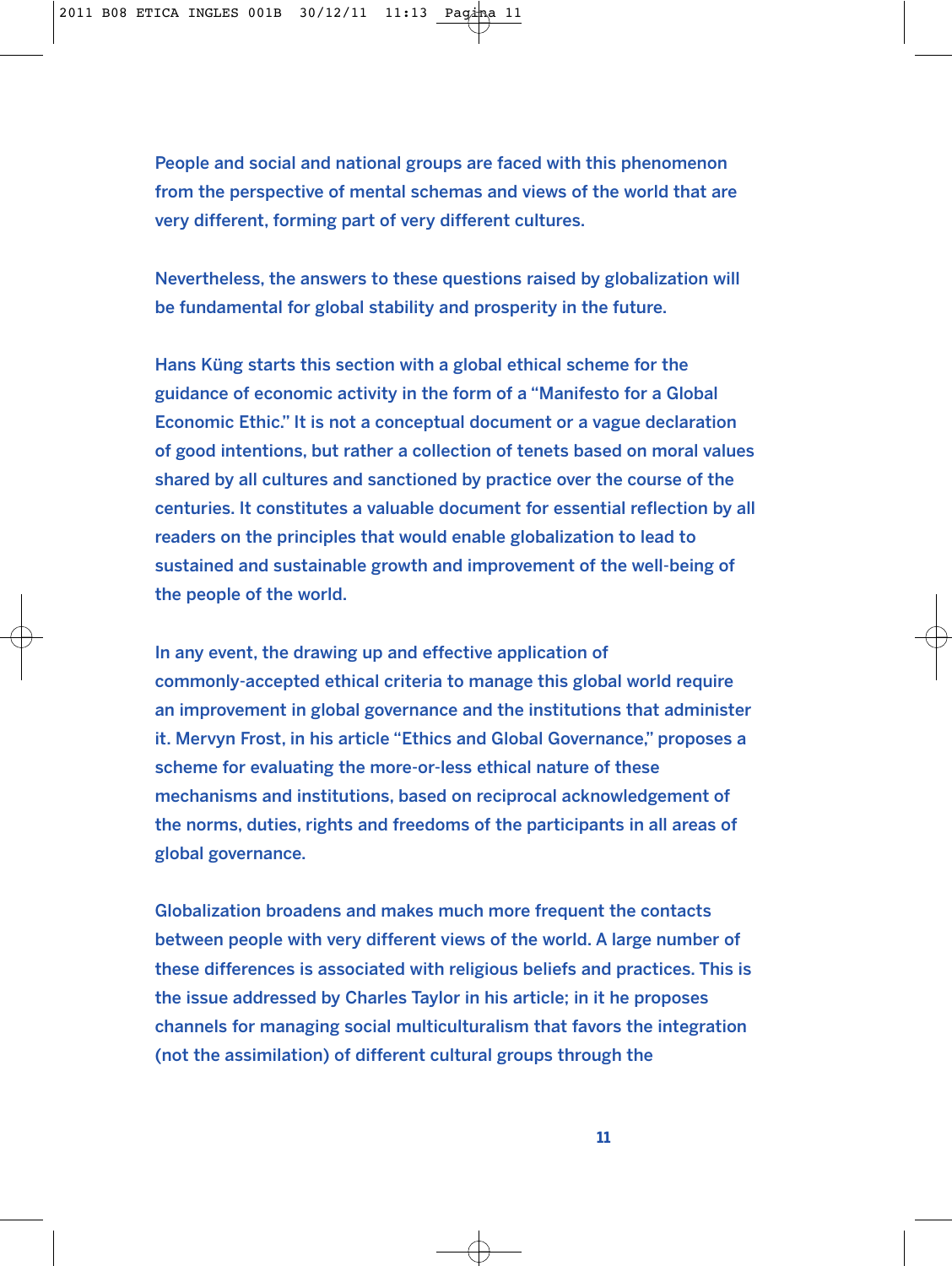People and social and national groups are faced with this phenomenon from the perspective of mental schemas and views of the world that are very different, forming part of very different cultures.

Nevertheless, the answers to these questions raised by globalization will be fundamental for global stability and prosperity in the future.

Hans Küng starts this section with a global ethical scheme for the guidance of economic activity in the form of a "Manifesto for a Global Economic Ethic." It is not a conceptual document or a vague declaration of good intentions, but rather a collection of tenets based on moral values shared by all cultures and sanctioned by practice over the course of the centuries. It constitutes a valuable document for essential reflection by all readers on the principles that would enable globalization to lead to sustained and sustainable growth and improvement of the well-being of the people of the world.

In any event, the drawing up and effective application of commonly-accepted ethical criteria to manage this global world require an improvement in global governance and the institutions that administer it. Mervyn Frost, in his article "Ethics and Global Governance," proposes a scheme for evaluating the more-or-less ethical nature of these mechanisms and institutions, based on reciprocal acknowledgement of the norms, duties, rights and freedoms of the participants in all areas of global governance.

Globalization broadens and makes much more frequent the contacts between people with very different views of the world. A large number of these differences is associated with religious beliefs and practices. This is the issue addressed by Charles Taylor in his article; in it he proposes channels for managing social multiculturalism that favors the integration (not the assimilation) of different cultural groups through the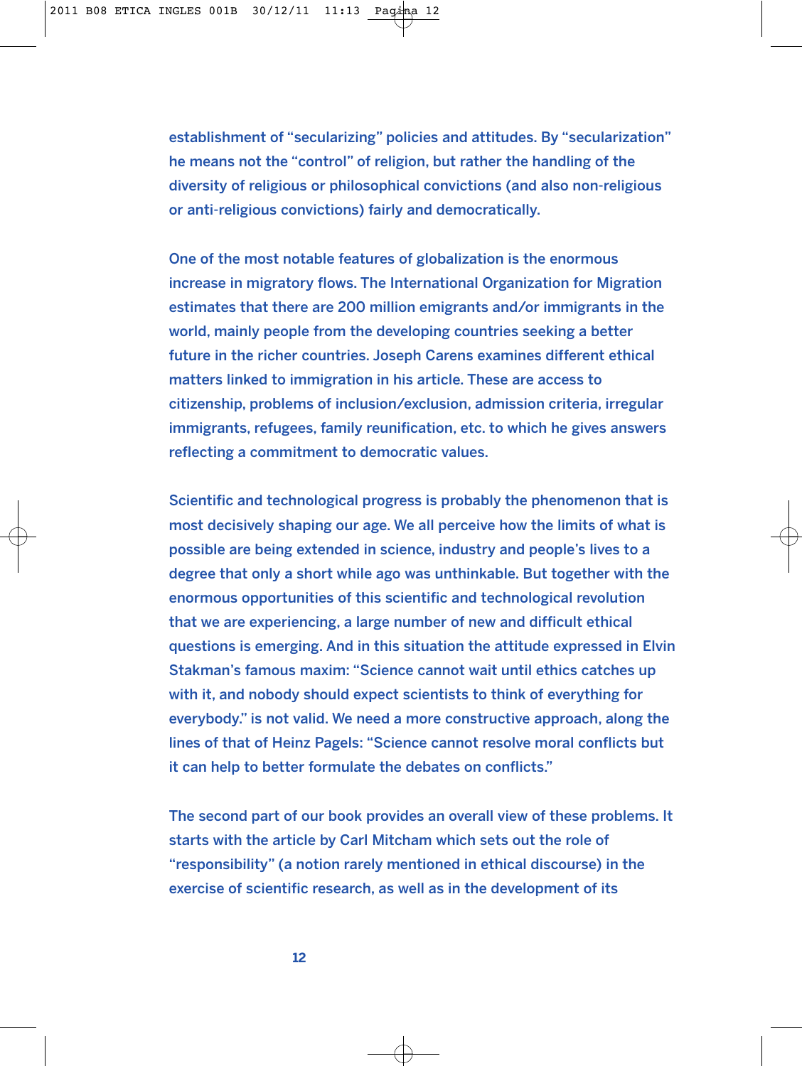establishment of “secularizing” policies and attitudes. By “secularization” he means not the “control” of religion, but rather the handling of the diversity of religious or philosophical convictions (and also non-religious or anti-religious convictions) fairly and democratically.

One of the most notable features of globalization is the enormous increase in migratory flows. The International Organization for Migration estimates that there are 200 million emigrants and/or immigrants in the world, mainly people from the developing countries seeking a better future in the richer countries. Joseph Carens examines different ethical matters linked to immigration in his article. These are access to citizenship, problems of inclusion/exclusion, admission criteria, irregular immigrants, refugees, family reunification, etc. to which he gives answers reflecting a commitment to democratic values.

Scientific and technological progress is probably the phenomenon that is most decisively shaping our age. We all perceive how the limits of what is possible are being extended in science, industry and people’s lives to a degree that only a short while ago was unthinkable. But together with the enormous opportunities of this scientific and technological revolution that we are experiencing, a large number of new and difficult ethical questions is emerging. And in this situation the attitude expressed in Elvin Stakman’s famous maxim: “Science cannot wait until ethics catches up with it, and nobody should expect scientists to think of everything for everybody.” is not valid. We need a more constructive approach, along the lines of that of Heinz Pagels: “Science cannot resolve moral conflicts but it can help to better formulate the debates on conflicts.”

The second part of our book provides an overall view of these problems. It starts with the article by Carl Mitcham which sets out the role of “responsibility” (a notion rarely mentioned in ethical discourse) in the exercise of scientific research, as well as in the development of its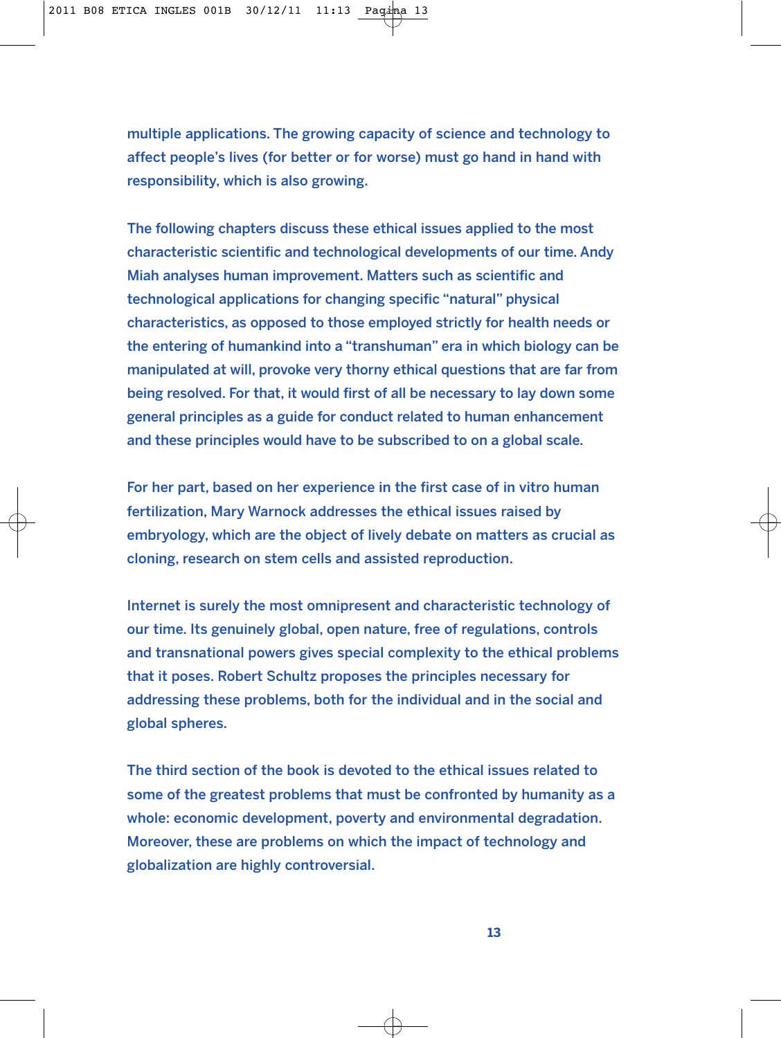multiple applications. The growing capacity of science and technology to affect people's lives (for better or for worse) must go hand in hand with responsibility, which is also growing.

The following chapters discuss these ethical issues applied to the most characteristic scientific and technological developments of our time. Andy Miah analyses human improvement. Matters such as scientific and technological applications for changing specific "natural" physical characteristics, as opposed to those employed strictly for health needs or the entering of humankind into a "transhuman" era in which biology can be manipulated at will, provoke very thorny ethical questions that are far from being resolved. For that, it would first of all be necessary to lay down some general principles as a guide for conduct related to human enhancement and these principles would have to be subscribed to on a global scale.

For her part, based on her experience in the first case of in vitro human fertilization, Mary Warnock addresses the ethical issues raised by embryology, which are the object of lively debate on matters as crucial as cloning, research on stem cells and assisted reproduction.

Internet is surely the most omnipresent and characteristic technology of our time. Its genuinely global, open nature, free of regulations, controls and transnational powers gives special complexity to the ethical problems that it poses. Robert Schultz proposes the principles necessary for addressing these problems, both for the individual and in the social and global spheres.

The third section of the book is devoted to the ethical issues related to some of the greatest problems that must be confronted by humanity as a whole: economic development, poverty and environmental degradation. Moreover, these are problems on which the impact of technology and globalization are highly controversial.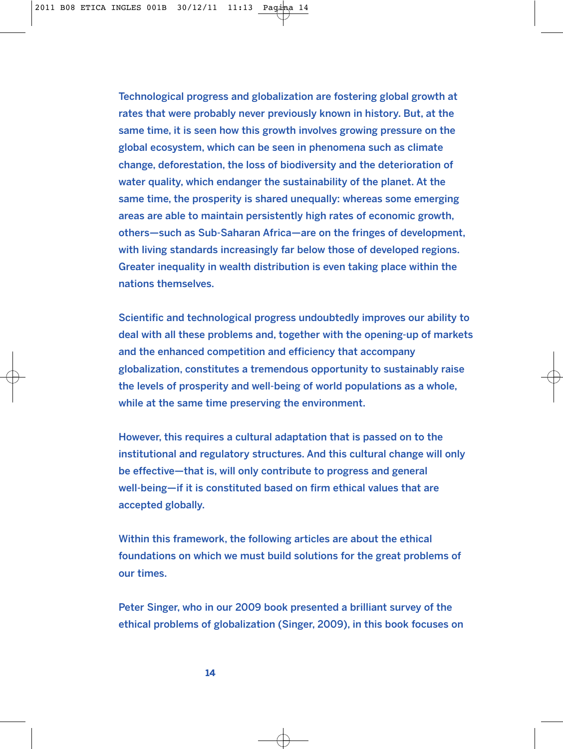Technological progress and globalization are fostering global growth at rates that were probably never previously known in history. But, at the same time, it is seen how this growth involves growing pressure on the global ecosystem, which can be seen in phenomena such as climate change, deforestation, the loss of biodiversity and the deterioration of water quality, which endanger the sustainability of the planet. At the same time, the prosperity is shared unequally: whereas some emerging areas are able to maintain persistently high rates of economic growth, others—such as Sub-Saharan Africa—are on the fringes of development, with living standards increasingly far below those of developed regions. Greater inequality in wealth distribution is even taking place within the nations themselves.

Scientific and technological progress undoubtedly improves our ability to deal with all these problems and, together with the opening-up of markets and the enhanced competition and efficiency that accompany globalization, constitutes a tremendous opportunity to sustainably raise the levels of prosperity and well-being of world populations as a whole, while at the same time preserving the environment.

However, this requires a cultural adaptation that is passed on to the institutional and regulatory structures. And this cultural change will only be effective—that is, will only contribute to progress and general well-being—if it is constituted based on firm ethical values that are accepted globally.

Within this framework, the following articles are about the ethical foundations on which we must build solutions for the great problems of our times.

Peter Singer, who in our 2009 book presented a brilliant survey of the ethical problems of globalization (Singer, 2009), in this book focuses on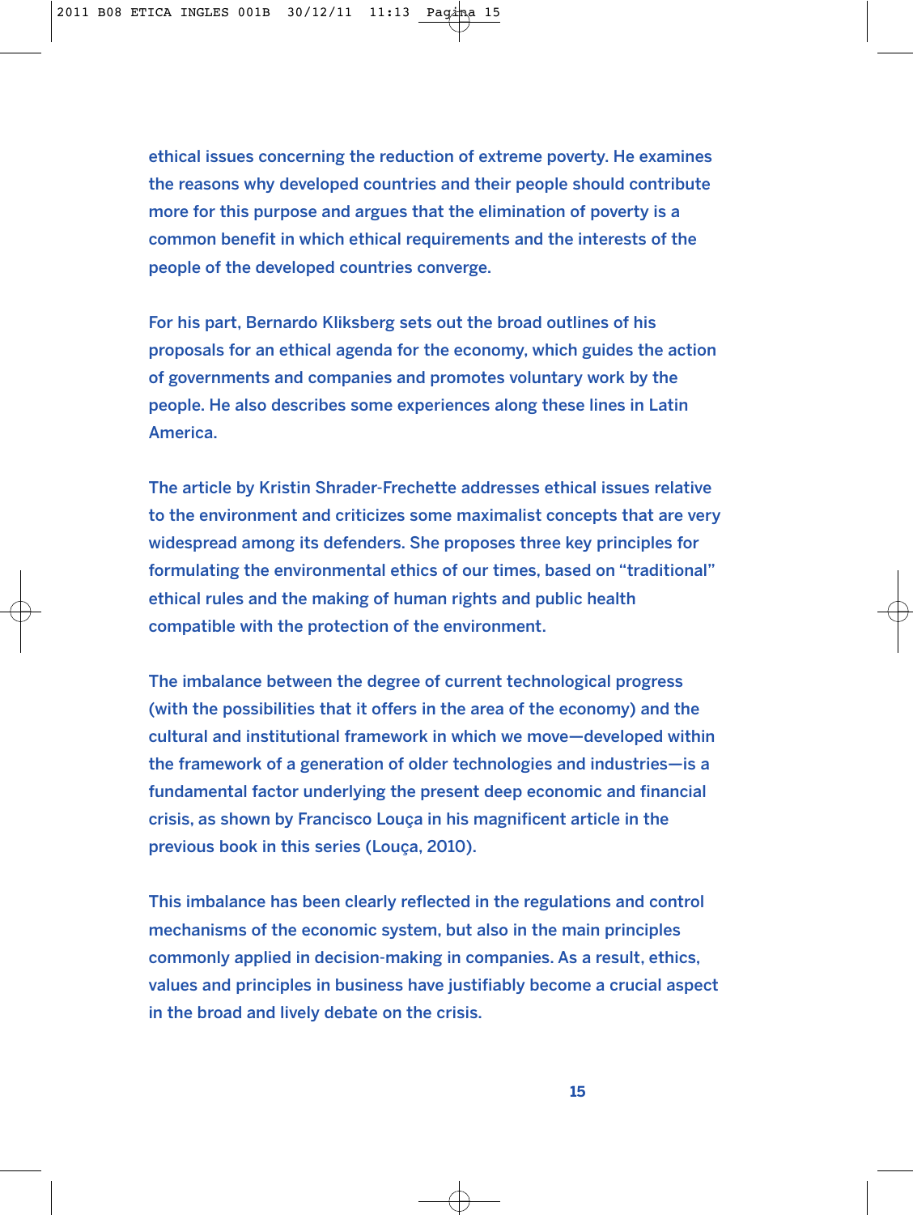ethical issues concerning the reduction of extreme poverty. He examines the reasons why developed countries and their people should contribute more for this purpose and argues that the elimination of poverty is a common benefit in which ethical requirements and the interests of the people of the developed countries converge.

For his part, Bernardo Kliksberg sets out the broad outlines of his proposals for an ethical agenda for the economy, which guides the action of governments and companies and promotes voluntary work by the people. He also describes some experiences along these lines in Latin America.

The article by Kristin Shrader-Frechette addresses ethical issues relative to the environment and criticizes some maximalist concepts that are very widespread among its defenders. She proposes three key principles for formulating the environmental ethics of our times, based on "traditional" ethical rules and the making of human rights and public health compatible with the protection of the environment.

The imbalance between the degree of current technological progress (with the possibilities that it offers in the area of the economy) and the cultural and institutional framework in which we move—developed within the framework of a generation of older technologies and industries—is a fundamental factor underlying the present deep economic and financial crisis, as shown by Francisco Louça in his magnificent article in the previous book in this series (Louça, 2010).

This imbalance has been clearly reflected in the regulations and control mechanisms of the economic system, but also in the main principles commonly applied in decision-making in companies. As a result, ethics, values and principles in business have justifiably become a crucial aspect in the broad and lively debate on the crisis.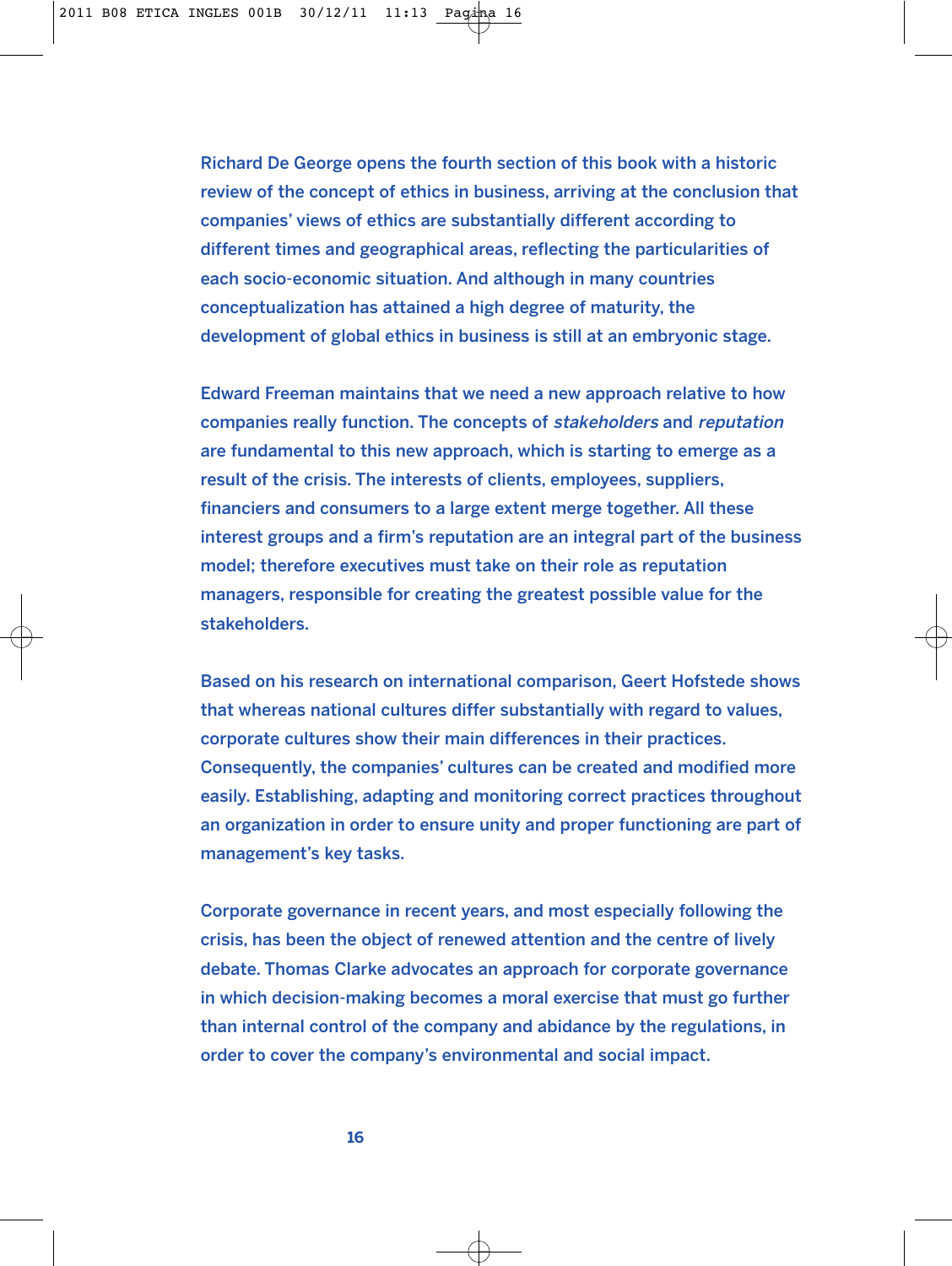Richard De George opens the fourth section of this book with a historic review of the concept of ethics in business, arriving at the conclusion that companies' views of ethics are substantially different according to different times and geographical areas, reflecting the particularities of each socio-economic situation. And although in many countries conceptualization has attained a high degree of maturity, the development of global ethics in business is still at an embryonic stage.

Edward Freeman maintains that we need a new approach relative to how companies really function. The concepts of *stakeholders* and *reputation* are fundamental to this new approach, which is starting to emerge as a result of the crisis. The interests of clients, employees, suppliers, financiers and consumers to a large extent merge together. All these interest groups and a firm's reputation are an integral part of the business model; therefore executives must take on their role as reputation managers, responsible for creating the greatest possible value for the stakeholders.

Based on his research on international comparison, Geert Hofstede shows that whereas national cultures differ substantially with regard to values, corporate cultures show their main differences in their practices. Consequently, the companies' cultures can be created and modified more easily. Establishing, adapting and monitoring correct practices throughout an organization in order to ensure unity and proper functioning are part of management's key tasks.

Corporate governance in recent years, and most especially following the crisis, has been the object of renewed attention and the centre of lively debate. Thomas Clarke advocates an approach for corporate governance in which decision-making becomes a moral exercise that must go further than internal control of the company and abidance by the regulations, in order to cover the company's environmental and social impact.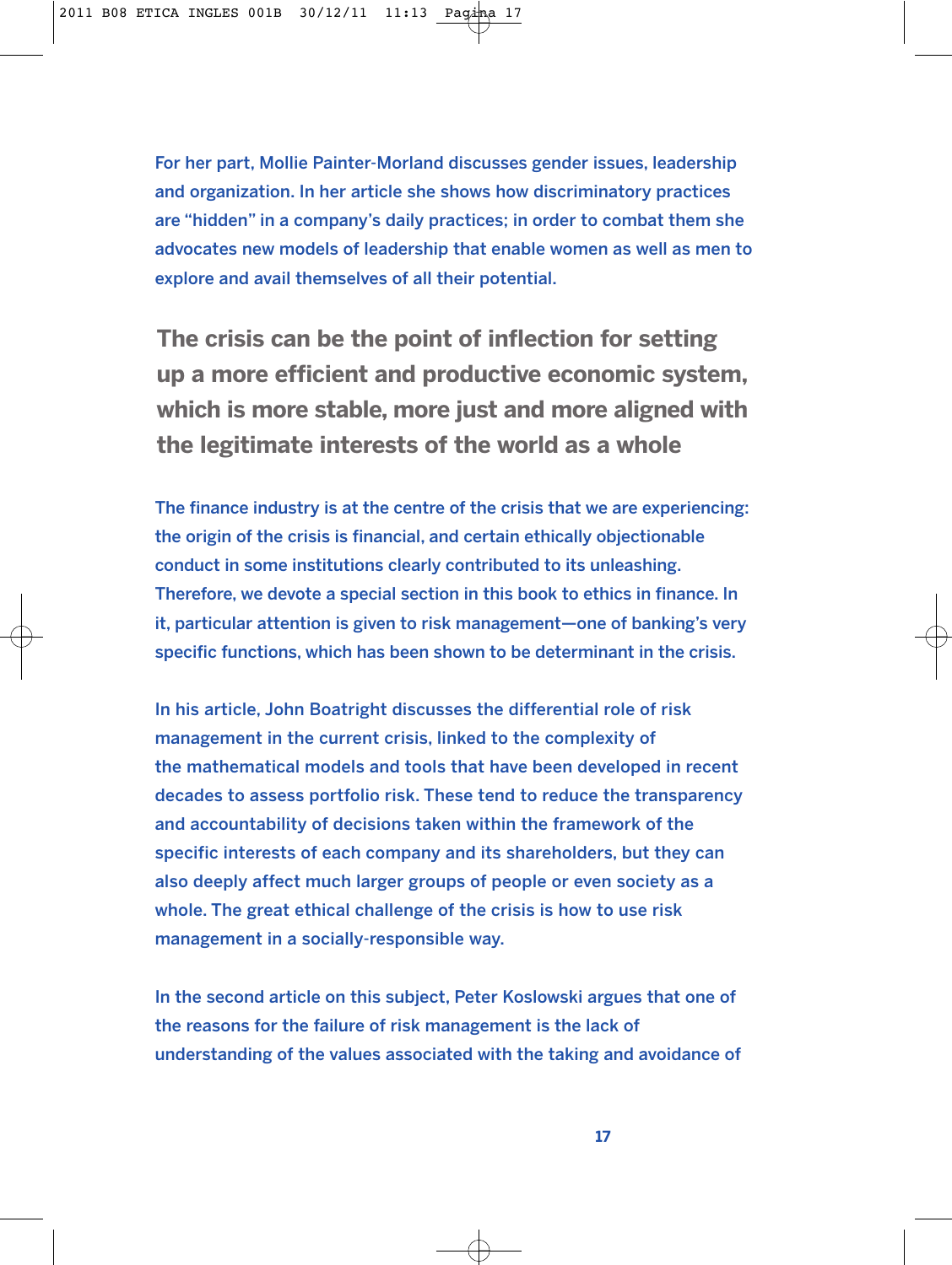For her part, Mollie Painter-Morland discusses gender issues, leadership and organization. In her article she shows how discriminatory practices are “hidden” in a company’s daily practices; in order to combat them she advocates new models of leadership that enable women as well as men to explore and avail themselves of all their potential.

**The crisis can be the point of inflection for setting up a more efficient and productive economic system, which is more stable, more just and more aligned with the legitimate interests of the world as a whole**

The finance industry is at the centre of the crisis that we are experiencing: the origin of the crisis is financial, and certain ethically objectionable conduct in some institutions clearly contributed to its unleashing. Therefore, we devote a special section in this book to ethics in finance. In it, particular attention is given to risk management—one of banking’s very specific functions, which has been shown to be determinant in the crisis.

In his article, John Boatright discusses the differential role of risk management in the current crisis, linked to the complexity of the mathematical models and tools that have been developed in recent decades to assess portfolio risk. These tend to reduce the transparency and accountability of decisions taken within the framework of the specific interests of each company and its shareholders, but they can also deeply affect much larger groups of people or even society as a whole. The great ethical challenge of the crisis is how to use risk management in a socially-responsible way.

In the second article on this subject, Peter Koslowski argues that one of the reasons for the failure of risk management is the lack of understanding of the values associated with the taking and avoidance of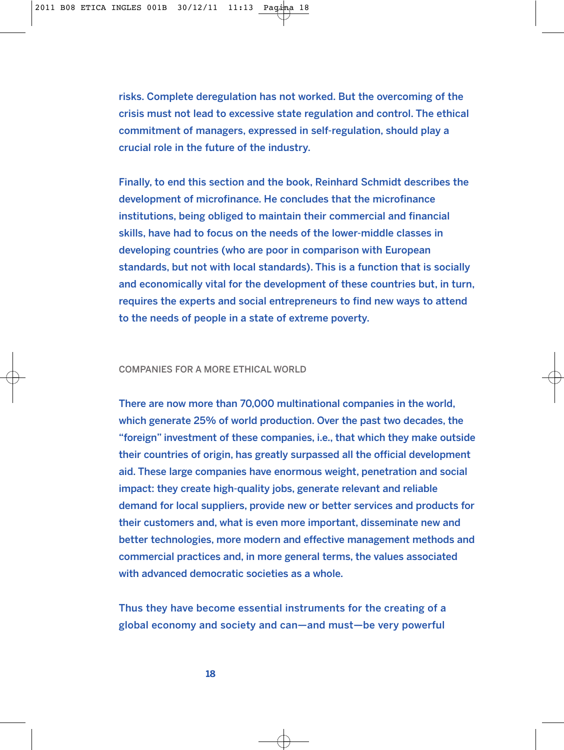risks. Complete deregulation has not worked. But the overcoming of the crisis must not lead to excessive state regulation and control. The ethical commitment of managers, expressed in self-regulation, should play a crucial role in the future of the industry.

Finally, to end this section and the book, Reinhard Schmidt describes the development of microfinance. He concludes that the microfinance institutions, being obliged to maintain their commercial and financial skills, have had to focus on the needs of the lower-middle classes in developing countries (who are poor in comparison with European standards, but not with local standards). This is a function that is socially and economically vital for the development of these countries but, in turn, requires the experts and social entrepreneurs to find new ways to attend to the needs of people in a state of extreme poverty.

## COMPANIES FOR A MORE ETHICAL WORLD

There are now more than 70,000 multinational companies in the world, which generate 25% of world production. Over the past two decades, the "foreign" investment of these companies, i.e., that which they make outside their countries of origin, has greatly surpassed all the official development aid. These large companies have enormous weight, penetration and social impact: they create high-quality jobs, generate relevant and reliable demand for local suppliers, provide new or better services and products for their customers and, what is even more important, disseminate new and better technologies, more modern and effective management methods and commercial practices and, in more general terms, the values associated with advanced democratic societies as a whole.

Thus they have become essential instruments for the creating of a global economy and society and can—and must—be very powerful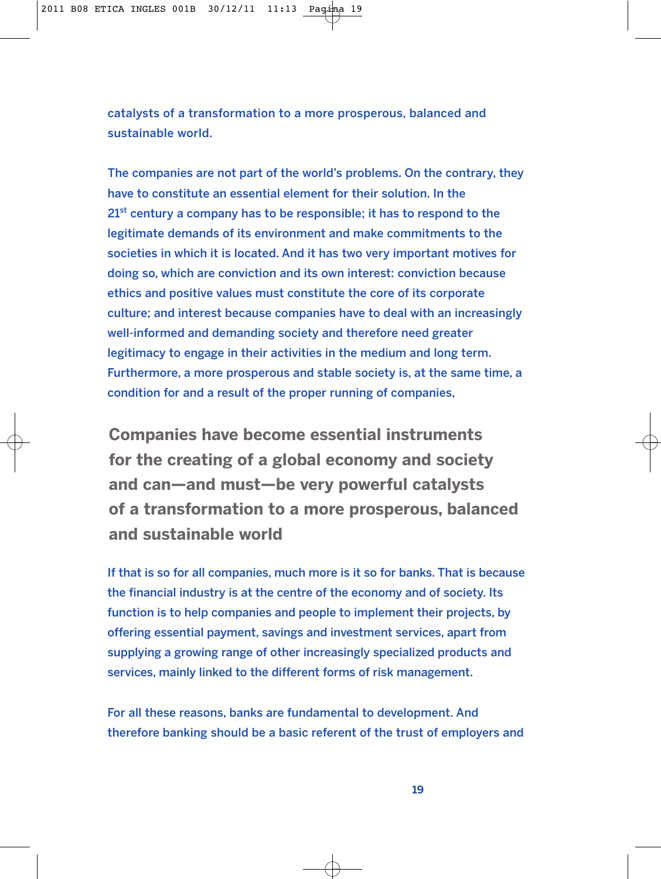catalysts of a transformation to a more prosperous, balanced and sustainable world.

The companies are not part of the world's problems. On the contrary, they have to constitute an essential element for their solution. In the 21st century a company has to be responsible; it has to respond to the legitimate demands of its environment and make commitments to the societies in which it is located. And it has two very important motives for doing so, which are conviction and its own interest: conviction because ethics and positive values must constitute the core of its corporate culture; and interest because companies have to deal with an increasingly well-informed and demanding society and therefore need greater legitimacy to engage in their activities in the medium and long term. Furthermore, a more prosperous and stable society is, at the same time, a condition for and a result of the proper running of companies,

**Companies have become essential instruments for the creating of a global economy and society and can—and must—be very powerful catalysts of a transformation to a more prosperous, balanced and sustainable world**

If that is so for all companies, much more is it so for banks. That is because the financial industry is at the centre of the economy and of society. Its function is to help companies and people to implement their projects, by offering essential payment, savings and investment services, apart from supplying a growing range of other increasingly specialized products and services, mainly linked to the different forms of risk management.

For all these reasons, banks are fundamental to development. And therefore banking should be a basic referent of the trust of employers and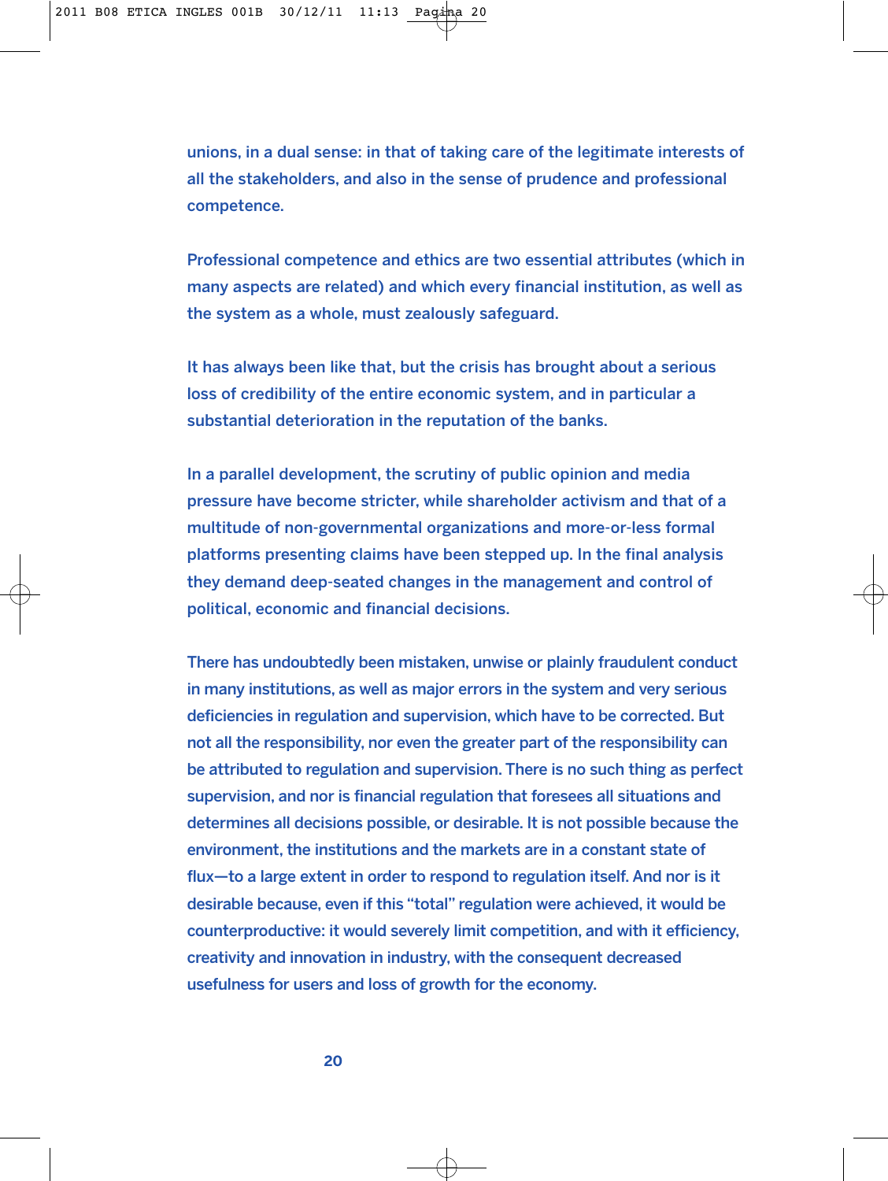unions, in a dual sense: in that of taking care of the legitimate interests of all the stakeholders, and also in the sense of prudence and professional competence.

Professional competence and ethics are two essential attributes (which in many aspects are related) and which every financial institution, as well as the system as a whole, must zealously safeguard.

It has always been like that, but the crisis has brought about a serious loss of credibility of the entire economic system, and in particular a substantial deterioration in the reputation of the banks.

In a parallel development, the scrutiny of public opinion and media pressure have become stricter, while shareholder activism and that of a multitude of non-governmental organizations and more-or-less formal platforms presenting claims have been stepped up. In the final analysis they demand deep-seated changes in the management and control of political, economic and financial decisions.

There has undoubtedly been mistaken, unwise or plainly fraudulent conduct in many institutions, as well as major errors in the system and very serious deficiencies in regulation and supervision, which have to be corrected. But not all the responsibility, nor even the greater part of the responsibility can be attributed to regulation and supervision. There is no such thing as perfect supervision, and nor is financial regulation that foresees all situations and determines all decisions possible, or desirable. It is not possible because the environment, the institutions and the markets are in a constant state of flux—to a large extent in order to respond to regulation itself. And nor is it desirable because, even if this "total" regulation were achieved, it would be counterproductive: it would severely limit competition, and with it efficiency, creativity and innovation in industry, with the consequent decreased usefulness for users and loss of growth for the economy.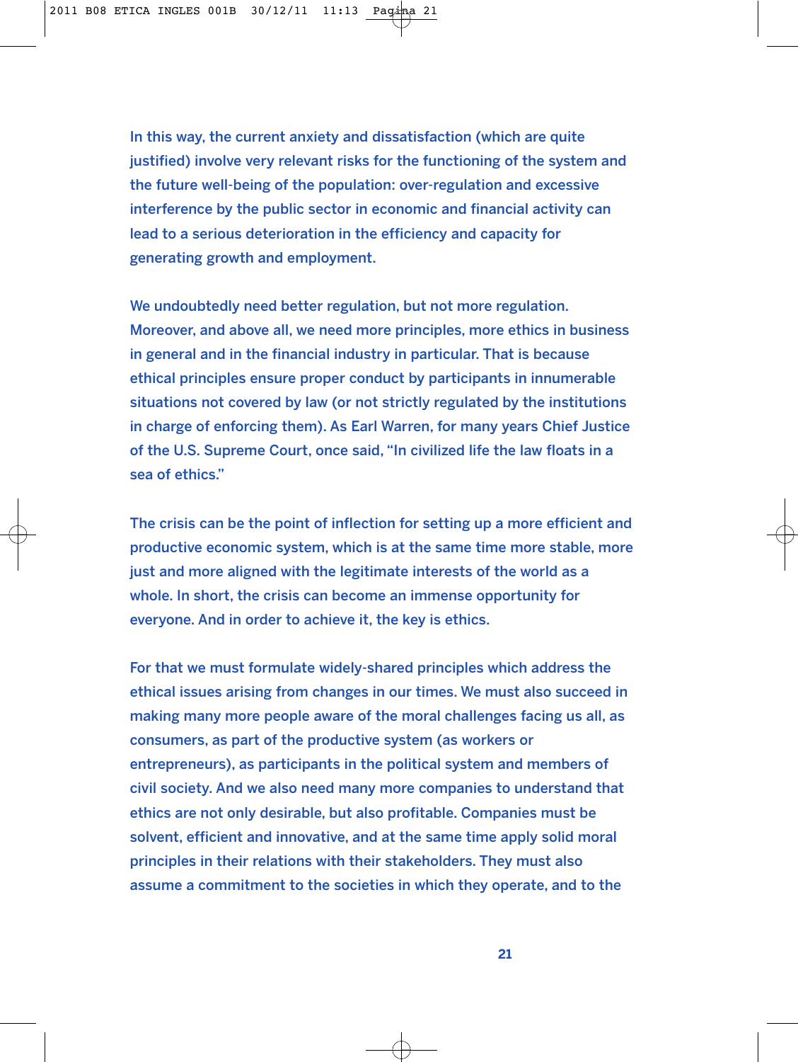In this way, the current anxiety and dissatisfaction (which are quite justified) involve very relevant risks for the functioning of the system and the future well-being of the population: over-regulation and excessive interference by the public sector in economic and financial activity can lead to a serious deterioration in the efficiency and capacity for generating growth and employment.

We undoubtedly need better regulation, but not more regulation. Moreover, and above all, we need more principles, more ethics in business in general and in the financial industry in particular. That is because ethical principles ensure proper conduct by participants in innumerable situations not covered by law (or not strictly regulated by the institutions in charge of enforcing them). As Earl Warren, for many years Chief Justice of the U.S. Supreme Court, once said, "In civilized life the law floats in a sea of ethics."

The crisis can be the point of inflection for setting up a more efficient and productive economic system, which is at the same time more stable, more just and more aligned with the legitimate interests of the world as a whole. In short, the crisis can become an immense opportunity for everyone. And in order to achieve it, the key is ethics.

For that we must formulate widely-shared principles which address the ethical issues arising from changes in our times. We must also succeed in making many more people aware of the moral challenges facing us all, as consumers, as part of the productive system (as workers or entrepreneurs), as participants in the political system and members of civil society. And we also need many more companies to understand that ethics are not only desirable, but also profitable. Companies must be solvent, efficient and innovative, and at the same time apply solid moral principles in their relations with their stakeholders. They must also assume a commitment to the societies in which they operate, and to the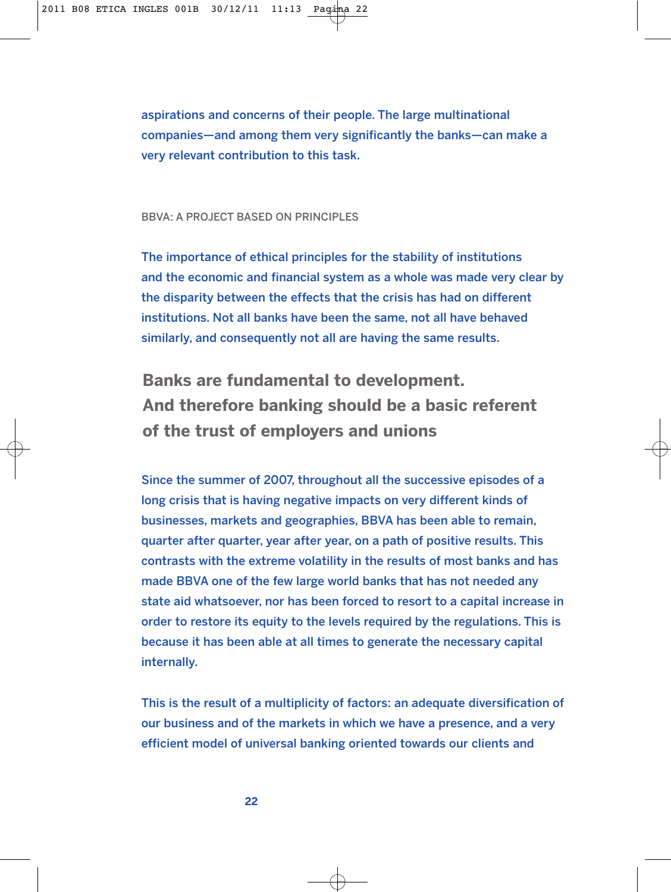aspirations and concerns of their people. The large multinational companies—and among them very significantly the banks—can make a very relevant contribution to this task.

## BBVA: A PROJECT BASED ON PRINCIPLES

The importance of ethical principles for the stability of institutions and the economic and financial system as a whole was made very clear by the disparity between the effects that the crisis has had on different institutions. Not all banks have been the same, not all have behaved similarly, and consequently not all are having the same results.

**Banks are fundamental to development. And therefore banking should be a basic referent of the trust of employers and unions**

Since the summer of 2007, throughout all the successive episodes of a long crisis that is having negative impacts on very different kinds of businesses, markets and geographies, BBVA has been able to remain, quarter after quarter, year after year, on a path of positive results. This contrasts with the extreme volatility in the results of most banks and has made BBVA one of the few large world banks that has not needed any state aid whatsoever, nor has been forced to resort to a capital increase in order to restore its equity to the levels required by the regulations. This is because it has been able at all times to generate the necessary capital internally.

This is the result of a multiplicity of factors: an adequate diversification of our business and of the markets in which we have a presence, and a very efficient model of universal banking oriented towards our clients and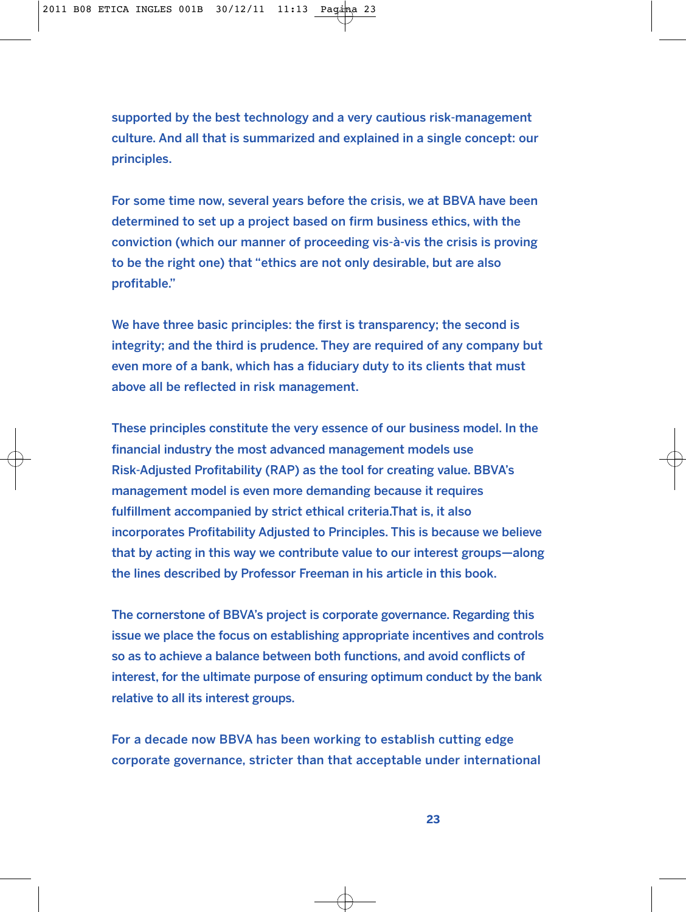supported by the best technology and a very cautious risk-management culture. And all that is summarized and explained in a single concept: our principles.

For some time now, several years before the crisis, we at BBVA have been determined to set up a project based on firm business ethics, with the conviction (which our manner of proceeding vis-à-vis the crisis is proving to be the right one) that "ethics are not only desirable, but are also profitable."

We have three basic principles: the first is transparency; the second is integrity; and the third is prudence. They are required of any company but even more of a bank, which has a fiduciary duty to its clients that must above all be reflected in risk management.

These principles constitute the very essence of our business model. In the financial industry the most advanced management models use Risk-Adjusted Profitability (RAP) as the tool for creating value. BBVA's management model is even more demanding because it requires fulfillment accompanied by strict ethical criteria.That is, it also incorporates Profitability Adjusted to Principles. This is because we believe that by acting in this way we contribute value to our interest groups—along the lines described by Professor Freeman in his article in this book.

The cornerstone of BBVA's project is corporate governance. Regarding this issue we place the focus on establishing appropriate incentives and controls so as to achieve a balance between both functions, and avoid conflicts of interest, for the ultimate purpose of ensuring optimum conduct by the bank relative to all its interest groups.

For a decade now BBVA has been working to establish cutting edge corporate governance, stricter than that acceptable under international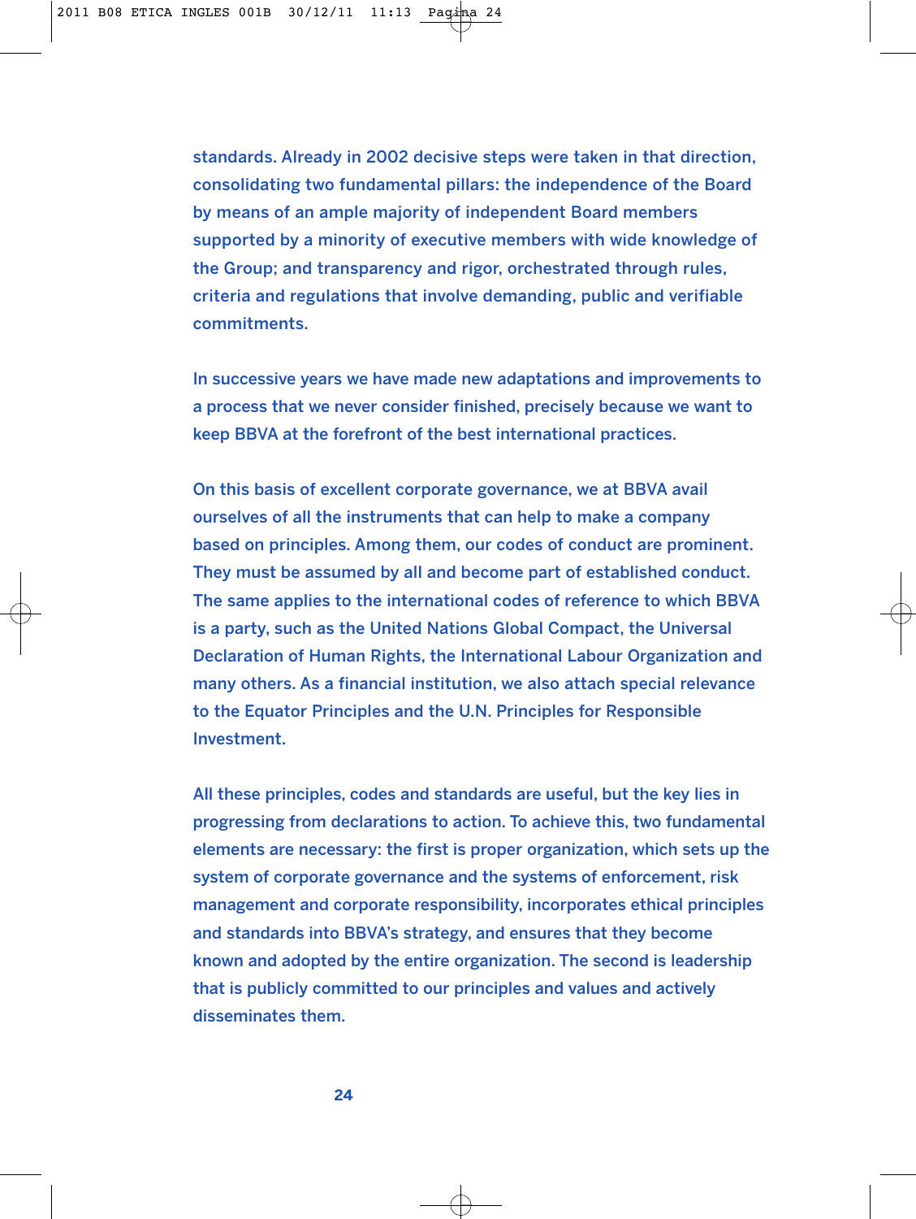standards. Already in 2002 decisive steps were taken in that direction, consolidating two fundamental pillars: the independence of the Board by means of an ample majority of independent Board members supported by a minority of executive members with wide knowledge of the Group; and transparency and rigor, orchestrated through rules, criteria and regulations that involve demanding, public and verifiable commitments.

In successive years we have made new adaptations and improvements to a process that we never consider finished, precisely because we want to keep BBVA at the forefront of the best international practices.

On this basis of excellent corporate governance, we at BBVA avail ourselves of all the instruments that can help to make a company based on principles. Among them, our codes of conduct are prominent. They must be assumed by all and become part of established conduct. The same applies to the international codes of reference to which BBVA is a party, such as the United Nations Global Compact, the Universal Declaration of Human Rights, the International Labour Organization and many others. As a financial institution, we also attach special relevance to the Equator Principles and the U.N. Principles for Responsible Investment.

All these principles, codes and standards are useful, but the key lies in progressing from declarations to action. To achieve this, two fundamental elements are necessary: the first is proper organization, which sets up the system of corporate governance and the systems of enforcement, risk management and corporate responsibility, incorporates ethical principles and standards into BBVA's strategy, and ensures that they become known and adopted by the entire organization. The second is leadership that is publicly committed to our principles and values and actively disseminates them.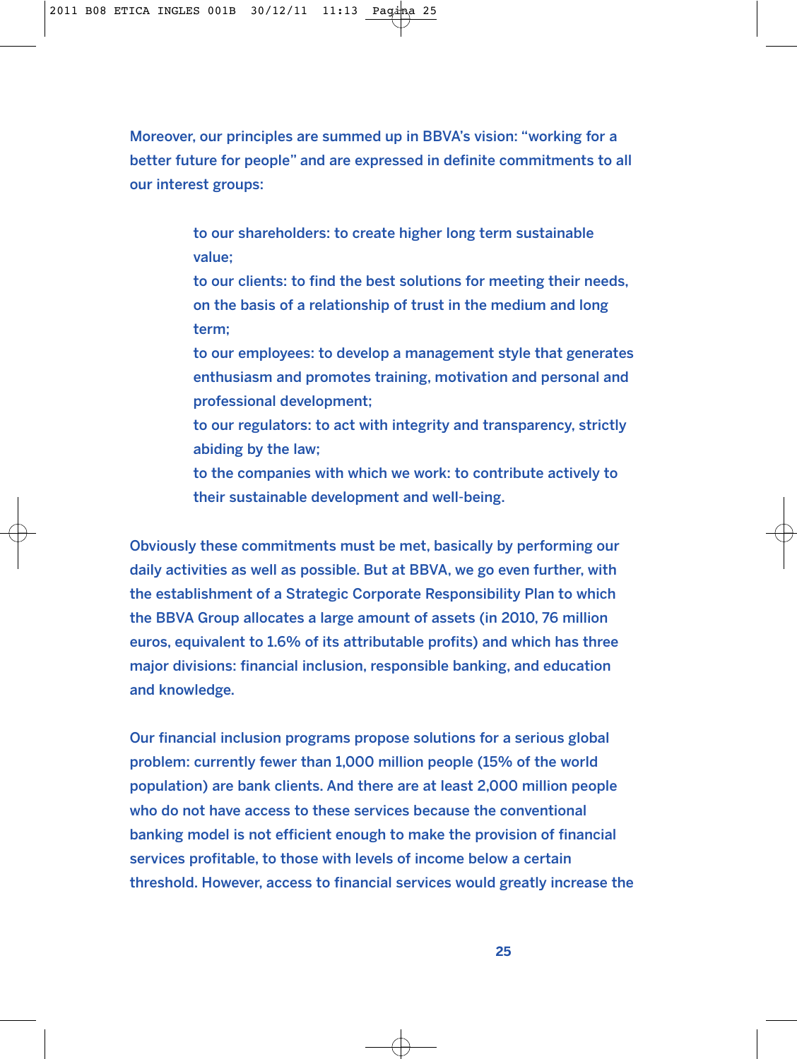Moreover, our principles are summed up in BBVA's vision: "working for a better future for people" and are expressed in definite commitments to all our interest groups:

> to our shareholders: to create higher long term sustainable value;
> to our clients: to find the best solutions for meeting their needs, on the basis of a relationship of trust in the medium and long term;
> to our employees: to develop a management style that generates enthusiasm and promotes training, motivation and personal and professional development;
> to our regulators: to act with integrity and transparency, strictly abiding by the law;
> to the companies with which we work: to contribute actively to their sustainable development and well-being.

Obviously these commitments must be met, basically by performing our daily activities as well as possible. But at BBVA, we go even further, with the establishment of a Strategic Corporate Responsibility Plan to which the BBVA Group allocates a large amount of assets (in 2010, 76 million euros, equivalent to 1.6% of its attributable profits) and which has three major divisions: financial inclusion, responsible banking, and education and knowledge.

Our financial inclusion programs propose solutions for a serious global problem: currently fewer than 1,000 million people (15% of the world population) are bank clients. And there are at least 2,000 million people who do not have access to these services because the conventional banking model is not efficient enough to make the provision of financial services profitable, to those with levels of income below a certain threshold. However, access to financial services would greatly increase the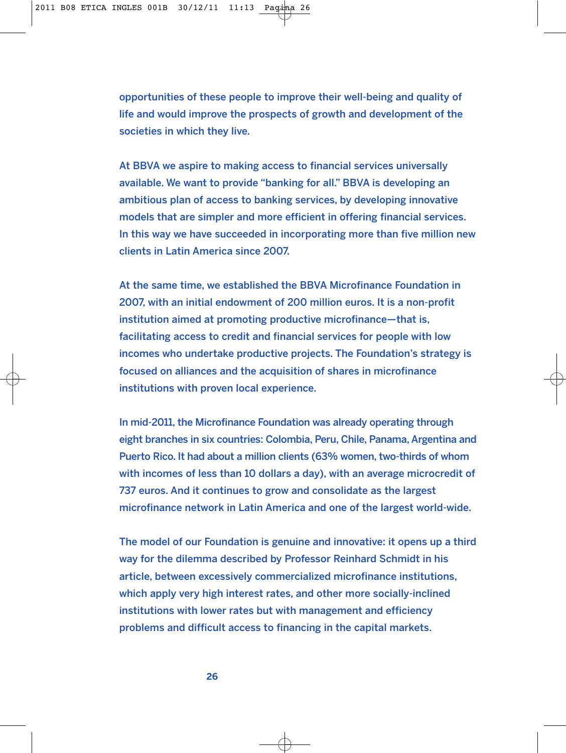opportunities of these people to improve their well-being and quality of life and would improve the prospects of growth and development of the societies in which they live.

At BBVA we aspire to making access to financial services universally available. We want to provide "banking for all." BBVA is developing an ambitious plan of access to banking services, by developing innovative models that are simpler and more efficient in offering financial services. In this way we have succeeded in incorporating more than five million new clients in Latin America since 2007.

At the same time, we established the BBVA Microfinance Foundation in 2007, with an initial endowment of 200 million euros. It is a non-profit institution aimed at promoting productive microfinance—that is, facilitating access to credit and financial services for people with low incomes who undertake productive projects. The Foundation's strategy is focused on alliances and the acquisition of shares in microfinance institutions with proven local experience.

In mid-2011, the Microfinance Foundation was already operating through eight branches in six countries: Colombia, Peru, Chile, Panama, Argentina and Puerto Rico. It had about a million clients (63% women, two-thirds of whom with incomes of less than 10 dollars a day), with an average microcredit of 737 euros. And it continues to grow and consolidate as the largest microfinance network in Latin America and one of the largest world-wide.

The model of our Foundation is genuine and innovative: it opens up a third way for the dilemma described by Professor Reinhard Schmidt in his article, between excessively commercialized microfinance institutions, which apply very high interest rates, and other more socially-inclined institutions with lower rates but with management and efficiency problems and difficult access to financing in the capital markets.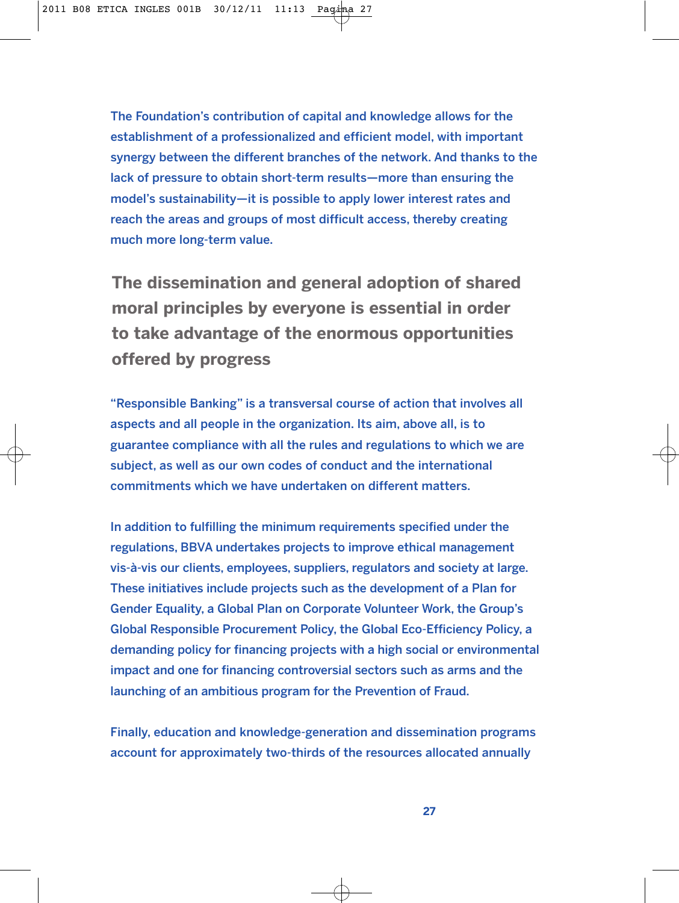The Foundation's contribution of capital and knowledge allows for the establishment of a professionalized and efficient model, with important synergy between the different branches of the network. And thanks to the lack of pressure to obtain short-term results—more than ensuring the model's sustainability—it is possible to apply lower interest rates and reach the areas and groups of most difficult access, thereby creating much more long-term value.

**The dissemination and general adoption of shared moral principles by everyone is essential in order to take advantage of the enormous opportunities offered by progress**

"Responsible Banking" is a transversal course of action that involves all aspects and all people in the organization. Its aim, above all, is to guarantee compliance with all the rules and regulations to which we are subject, as well as our own codes of conduct and the international commitments which we have undertaken on different matters.

In addition to fulfilling the minimum requirements specified under the regulations, BBVA undertakes projects to improve ethical management vis-à-vis our clients, employees, suppliers, regulators and society at large. These initiatives include projects such as the development of a Plan for Gender Equality, a Global Plan on Corporate Volunteer Work, the Group's Global Responsible Procurement Policy, the Global Eco-Efficiency Policy, a demanding policy for financing projects with a high social or environmental impact and one for financing controversial sectors such as arms and the launching of an ambitious program for the Prevention of Fraud.

Finally, education and knowledge-generation and dissemination programs account for approximately two-thirds of the resources allocated annually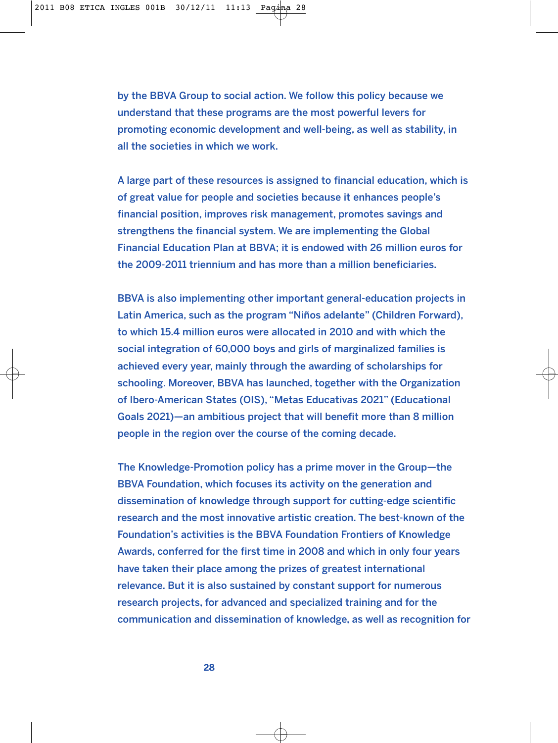by the BBVA Group to social action. We follow this policy because we understand that these programs are the most powerful levers for promoting economic development and well-being, as well as stability, in all the societies in which we work.

A large part of these resources is assigned to financial education, which is of great value for people and societies because it enhances people's financial position, improves risk management, promotes savings and strengthens the financial system. We are implementing the Global Financial Education Plan at BBVA; it is endowed with 26 million euros for the 2009-2011 triennium and has more than a million beneficiaries.

BBVA is also implementing other important general-education projects in Latin America, such as the program "Niños adelante" (Children Forward), to which 15.4 million euros were allocated in 2010 and with which the social integration of 60,000 boys and girls of marginalized families is achieved every year, mainly through the awarding of scholarships for schooling. Moreover, BBVA has launched, together with the Organization of Ibero-American States (OIS), "Metas Educativas 2021" (Educational Goals 2021)—an ambitious project that will benefit more than 8 million people in the region over the course of the coming decade.

The Knowledge-Promotion policy has a prime mover in the Group—the BBVA Foundation, which focuses its activity on the generation and dissemination of knowledge through support for cutting-edge scientific research and the most innovative artistic creation. The best-known of the Foundation's activities is the BBVA Foundation Frontiers of Knowledge Awards, conferred for the first time in 2008 and which in only four years have taken their place among the prizes of greatest international relevance. But it is also sustained by constant support for numerous research projects, for advanced and specialized training and for the communication and dissemination of knowledge, as well as recognition for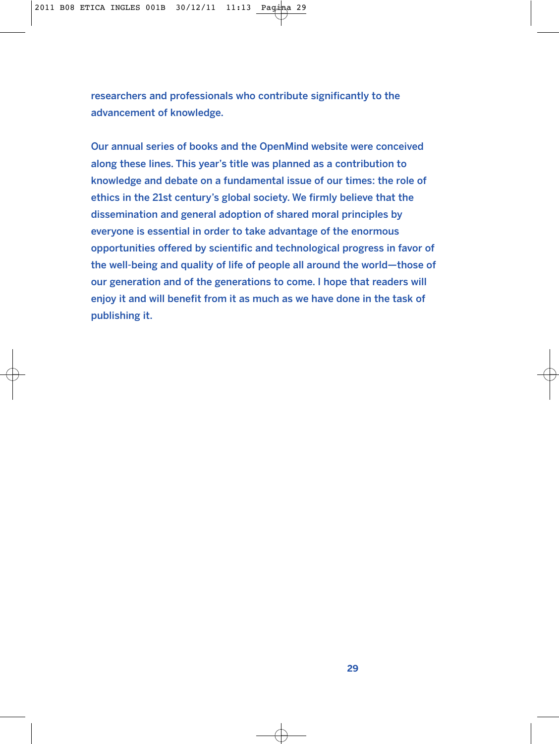researchers and professionals who contribute significantly to the advancement of knowledge.

Our annual series of books and the OpenMind website were conceived along these lines. This year's title was planned as a contribution to knowledge and debate on a fundamental issue of our times: the role of ethics in the 21st century's global society. We firmly believe that the dissemination and general adoption of shared moral principles by everyone is essential in order to take advantage of the enormous opportunities offered by scientific and technological progress in favor of the well-being and quality of life of people all around the world—those of our generation and of the generations to come. I hope that readers will enjoy it and will benefit from it as much as we have done in the task of publishing it.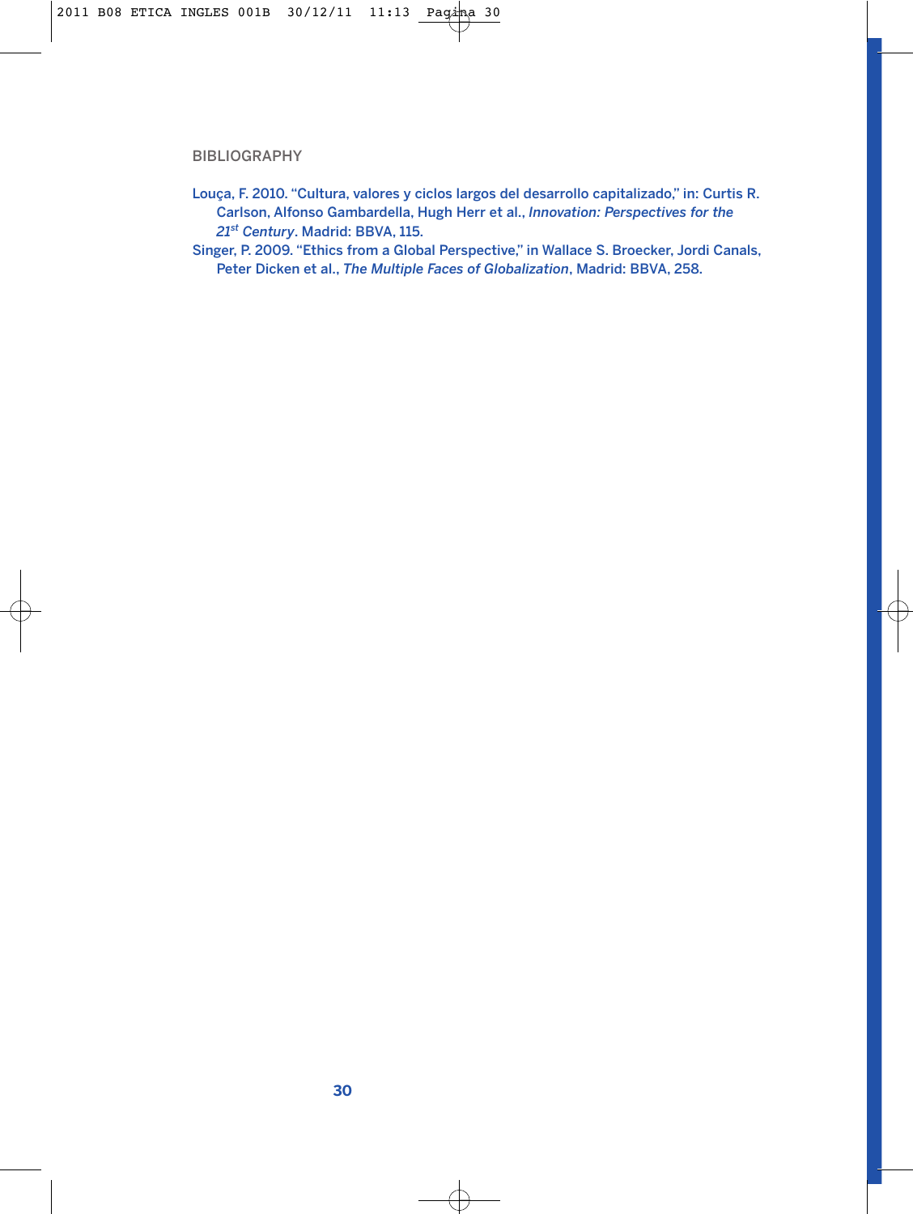## BIBLIOGRAPHY

Louça, F. 2010. "Cultura, valores y ciclos largos del desarrollo capitalizado," in: Curtis R. Carlson, Alfonso Gambardella, Hugh Herr et al., *Innovation: Perspectives for the 21st Century*. Madrid: BBVA, 115.

Singer, P. 2009. "Ethics from a Global Perspective," in Wallace S. Broecker, Jordi Canals, Peter Dicken et al., *The Multiple Faces of Globalization*, Madrid: BBVA, 258.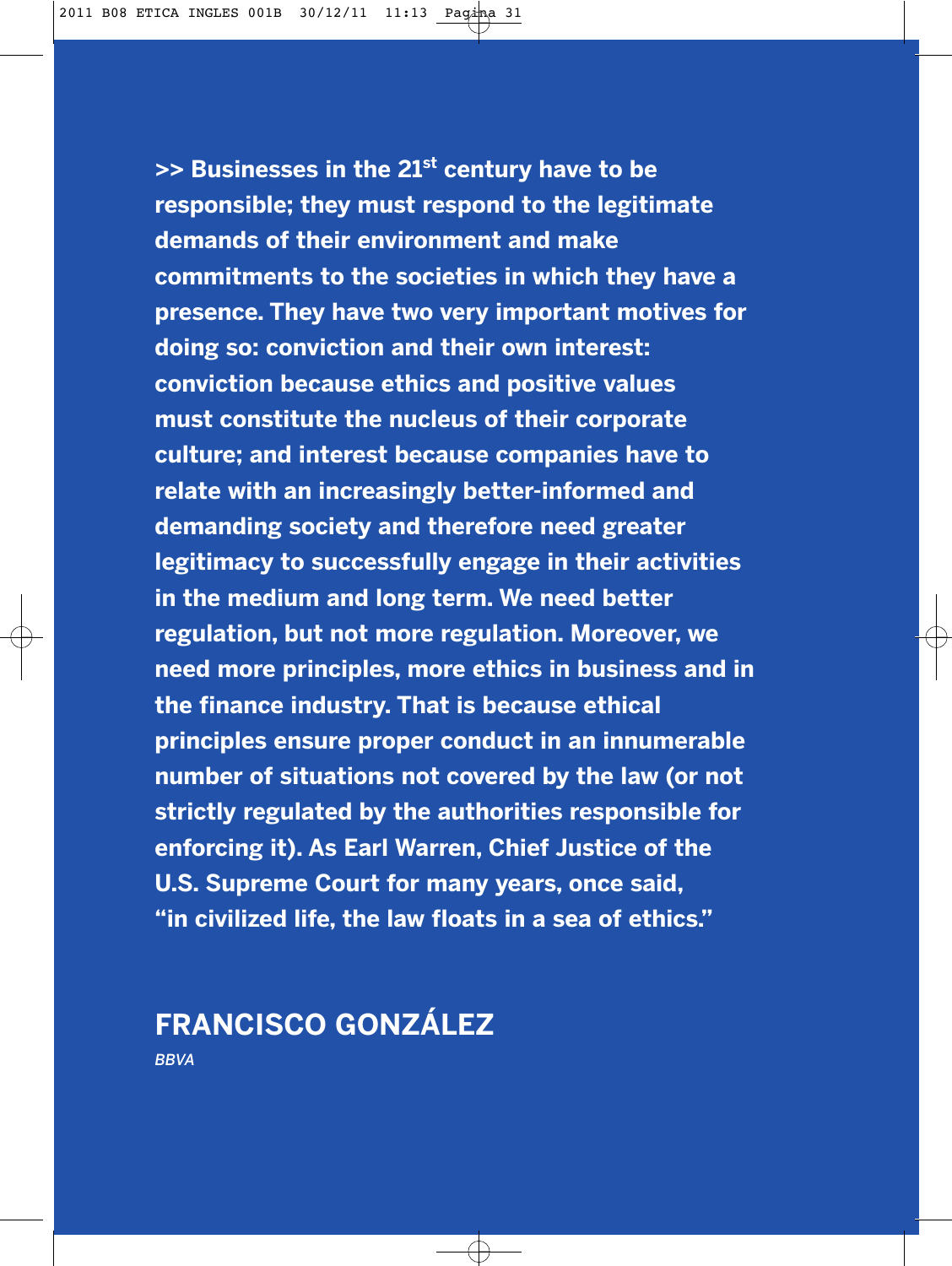**>> Businesses in the 21st century have to be responsible; they must respond to the legitimate demands of their environment and make commitments to the societies in which they have a presence. They have two very important motives for doing so: conviction and their own interest: conviction because ethics and positive values must constitute the nucleus of their corporate culture; and interest because companies have to relate with an increasingly better-informed and demanding society and therefore need greater legitimacy to successfully engage in their activities in the medium and long term. We need better regulation, but not more regulation. Moreover, we need more principles, more ethics in business and in the finance industry. That is because ethical principles ensure proper conduct in an innumerable number of situations not covered by the law (or not strictly regulated by the authorities responsible for enforcing it). As Earl Warren, Chief Justice of the U.S. Supreme Court for many years, once said, "in civilized life, the law floats in a sea of ethics."**

## FRANCISCO GONZÁLEZ

*BBVA*